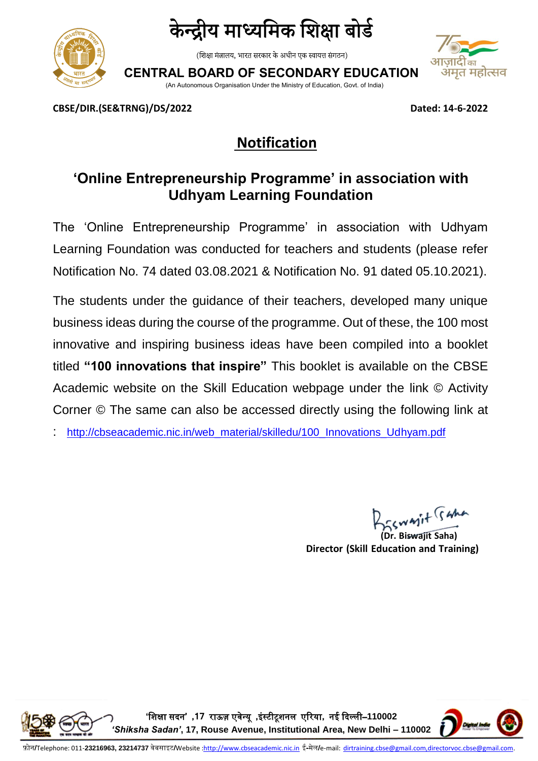# केन्द्रीय माध्यमिक शिक्षा बोर्ड

(शिक्षा मंत्रालय, भारत सरकार के अधीन एक स्वायत्त संगठन)

**CENTRAL BOARD OF SECONDARY EDUCATION**

(An Autonomous Organisation Under the Ministry of Education, Govt. of India)

**CBSE/DIR.(SE&TRNG)/DS/2022** **Dated: 14-6-2022**

## Notification

### ‘Online Entrepreneurship Programme’ in association with Udhyam Learning Foundation

The ‘Online Entrepreneurship Programme’ in association with Udhyam Learning Foundation was conducted for teachers and students (please refer Notification No. 74 dated 03.08.2021 & Notification No. 91 dated 05.10.2021).

The students under the guidance of their teachers, developed many unique business ideas during the course of the programme. Out of these, the 100 most innovative and inspiring business ideas have been compiled into a booklet titled **“100 innovations that inspire”** This booklet is available on the CBSE Academic website on the Skill Education webpage under the link © Activity Corner © The same can also be accessed directly using the following link at : http://cbseacademic.nic.in/web_material/skilledu/100_Innovations_Udhyam.pdf

**(Dr. Biswajit Saha)**
**Director (Skill Education and Training)**

‘शिक्षा सदन’ ,17 राऊज़ एवेन्यू ,इंस्टीटूशनल एरिया, नई दिल्ली–110002
*‘Shiksha Sadan’*, 17, Rouse Avenue, Institutional Area, New Delhi – 110002

फ़ोन/Telephone: 011-**23216963, 23214737** वेबसाइट/Website :http://www.cbseacademic.nic.in ई-मेल/e-mail: dirtraining.cbse@gmail.com,directorvoc.cbse@gmail.com.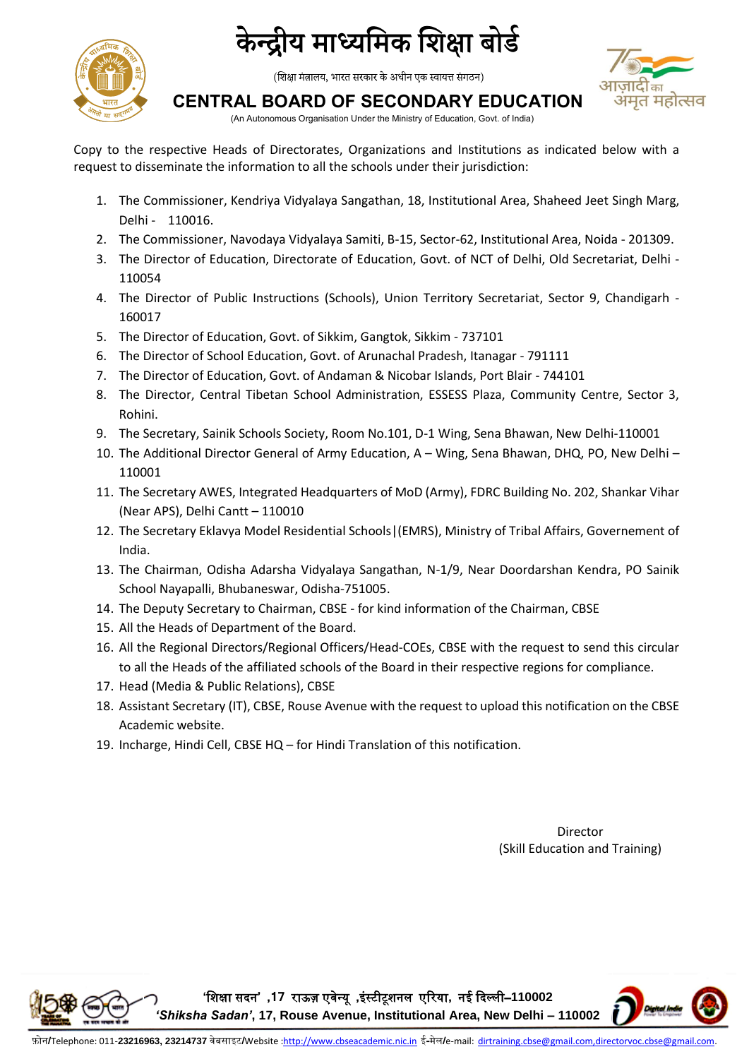Copy to the respective Heads of Directorates, Organizations and Institutions as indicated below with a request to disseminate the information to all the schools under their jurisdiction:

1. The Commissioner, Kendriya Vidyalaya Sangathan, 18, Institutional Area, Shaheed Jeet Singh Marg, Delhi - 110016.
2. The Commissioner, Navodaya Vidyalaya Samiti, B-15, Sector-62, Institutional Area, Noida - 201309.
3. The Director of Education, Directorate of Education, Govt. of NCT of Delhi, Old Secretariat, Delhi - 110054
4. The Director of Public Instructions (Schools), Union Territory Secretariat, Sector 9, Chandigarh - 160017
5. The Director of Education, Govt. of Sikkim, Gangtok, Sikkim - 737101
6. The Director of School Education, Govt. of Arunachal Pradesh, Itanagar - 791111
7. The Director of Education, Govt. of Andaman & Nicobar Islands, Port Blair - 744101
8. The Director, Central Tibetan School Administration, ESSESS Plaza, Community Centre, Sector 3, Rohini.
9. The Secretary, Sainik Schools Society, Room No.101, D-1 Wing, Sena Bhawan, New Delhi-110001
10. The Additional Director General of Army Education, A – Wing, Sena Bhawan, DHQ, PO, New Delhi – 110001
11. The Secretary AWES, Integrated Headquarters of MoD (Army), FDRC Building No. 202, Shankar Vihar (Near APS), Delhi Cantt – 110010
12. The Secretary Eklavya Model Residential Schools|(EMRS), Ministry of Tribal Affairs, Governement of India.
13. The Chairman, Odisha Adarsha Vidyalaya Sangathan, N-1/9, Near Doordarshan Kendra, PO Sainik School Nayapalli, Bhubaneswar, Odisha-751005.
14. The Deputy Secretary to Chairman, CBSE - for kind information of the Chairman, CBSE
15. All the Heads of Department of the Board.
16. All the Regional Directors/Regional Officers/Head-COEs, CBSE with the request to send this circular to all the Heads of the affiliated schools of the Board in their respective regions for compliance.
17. Head (Media & Public Relations), CBSE
18. Assistant Secretary (IT), CBSE, Rouse Avenue with the request to upload this notification on the CBSE Academic website.
19. Incharge, Hindi Cell, CBSE HQ – for Hindi Translation of this notification.

Director
(Skill Education and Training)